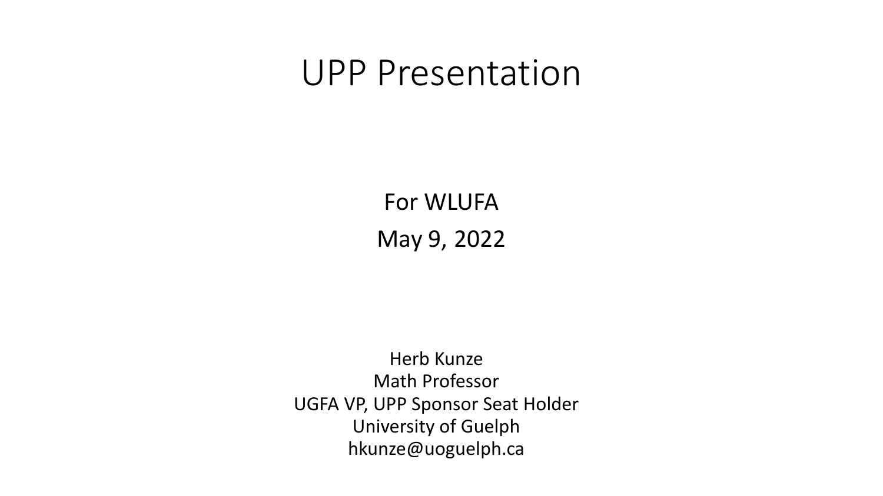# UPP Presentation

For WLUFA

May 9, 2022

Herb Kunze
Math Professor
UGFA VP, UPP Sponsor Seat Holder
University of Guelph
hkunze@uoguelph.ca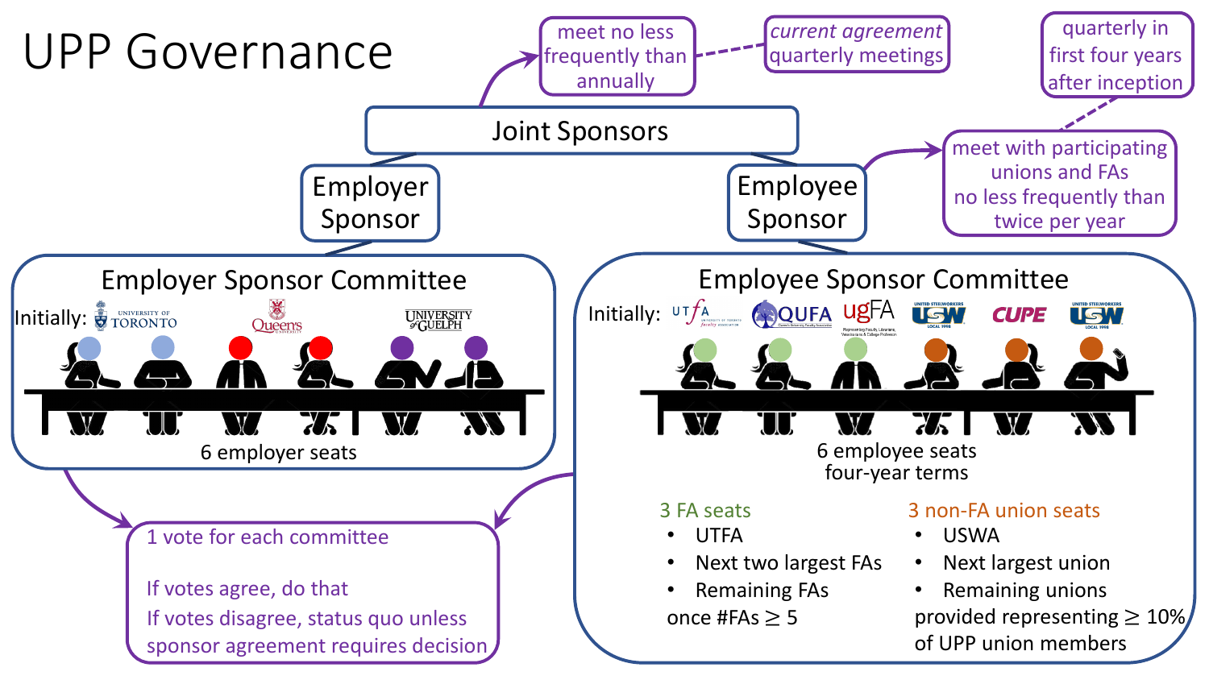# UPP Governance

## Joint Sponsors

- meet no less frequently than annually
  - *current agreement* quarterly meetings

### Employer Sponsor

### Employee Sponsor

- meet with participating unions and FAs no less frequently than twice per year
  - quarterly in first four years after inception

## Employer Sponsor Committee

Initially: University of Toronto, Queen's University, University of Guelph

6 employer seats

## Employee Sponsor Committee

Initially: UTFA, QUFA, ugFA, USW Local 1998, CUPE, USW Local 1998

6 employee seats
four-year terms

**3 FA seats**

- UTFA
- Next two largest FAs
- Remaining FAs

once #FAs ≥ 5

**3 non-FA union seats**

- USWA
- Next largest union
- Remaining unions

provided representing ≥ 10% of UPP union members

## Voting

1 vote for each committee

If votes agree, do that

If votes disagree, status quo unless sponsor agreement requires decision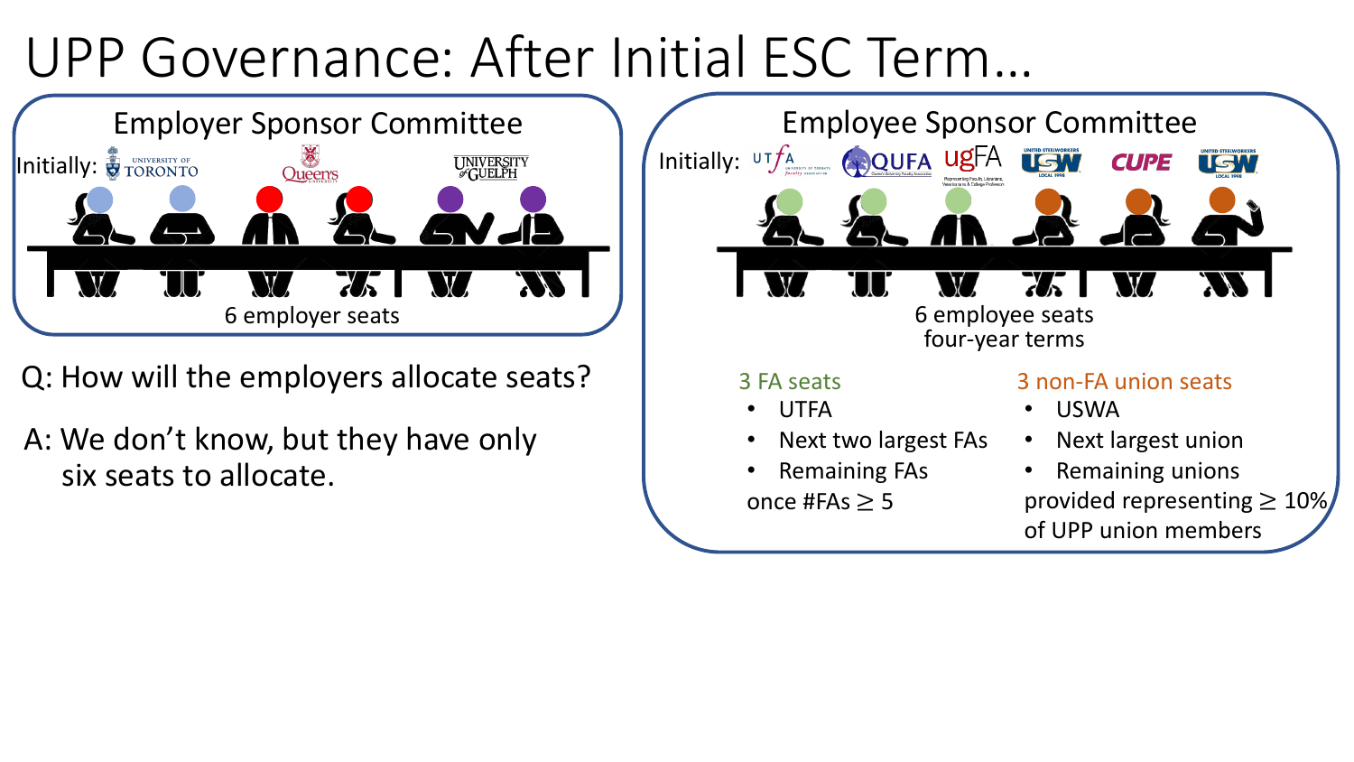# UPP Governance: After Initial ESC Term…

## Employer Sponsor Committee

Initially: University of Toronto, Queen's University, University of Guelph

6 employer seats

Q: How will the employers allocate seats?

A: We don't know, but they have only six seats to allocate.

## Employee Sponsor Committee

Initially: UTFA, QUFA, ugFA, USW, CUPE, USW

6 employee seats
four-year terms

**3 FA seats**

- UTFA
- Next two largest FAs
- Remaining FAs

once #FAs $\geq$ 5

**3 non-FA union seats**

- USWA
- Next largest union
- Remaining unions

provided representing $\geq$ 10% of UPP union members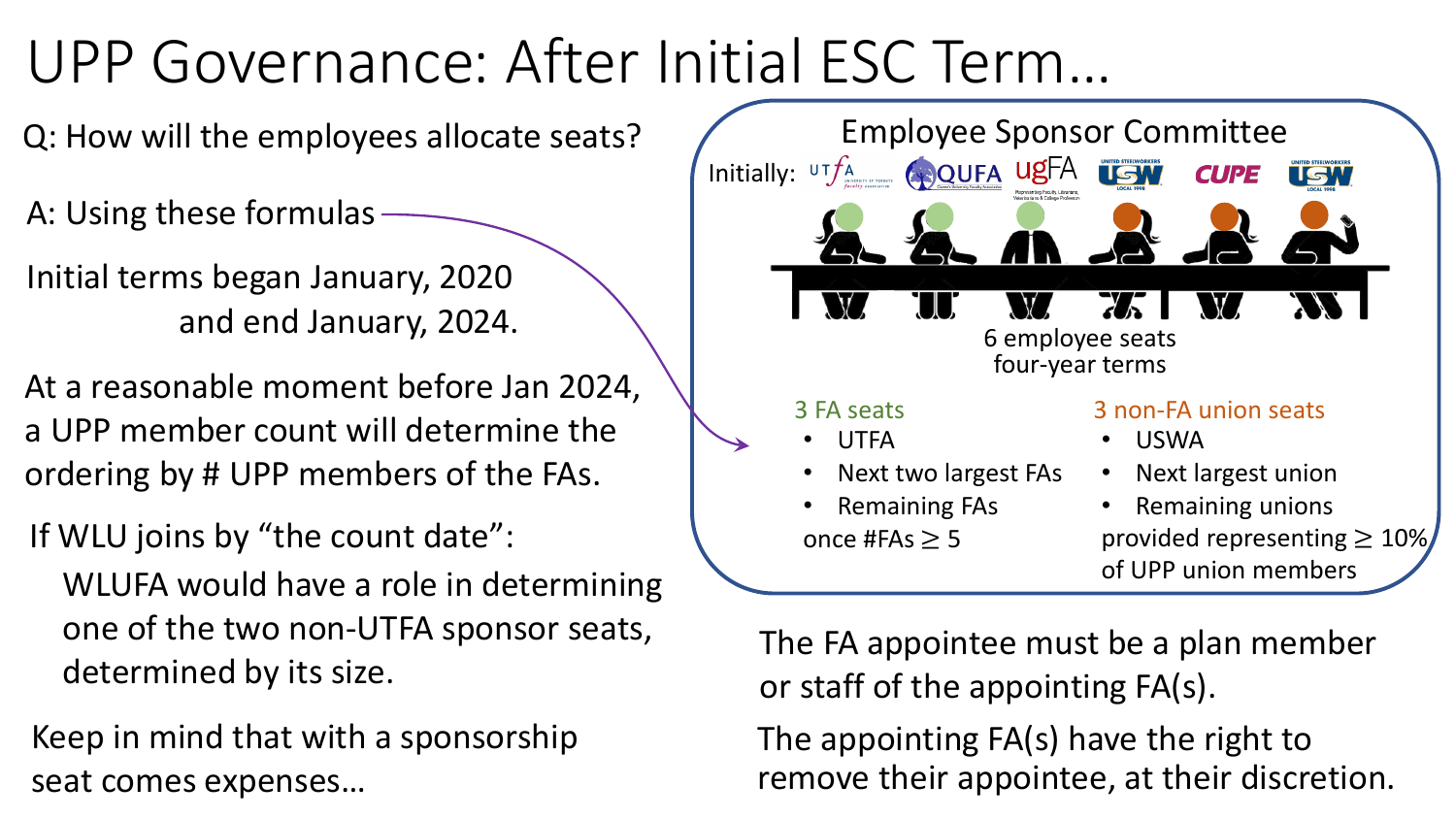# UPP Governance: After Initial ESC Term…

Q: How will the employees allocate seats?

A: Using these formulas

Initial terms began January, 2020 and end January, 2024.

At a reasonable moment before Jan 2024, a UPP member count will determine the ordering by # UPP members of the FAs.

If WLU joins by “the count date”:

WLUFA would have a role in determining one of the two non-UTFA sponsor seats, determined by its size.

Keep in mind that with a sponsorship seat comes expenses…

## Employee Sponsor Committee

Initially: UTFA, QUFA, ugFA, USW, CUPE, USW

6 employee seats
four-year terms

**3 FA seats**

- UTFA
- Next two largest FAs
- Remaining FAs

once #FAs $\geq 5$

**3 non-FA union seats**

- USWA
- Next largest union
- Remaining unions

provided representing $\geq 10\%$ of UPP union members

The FA appointee must be a plan member or staff of the appointing FA(s).

The appointing FA(s) have the right to remove their appointee, at their discretion.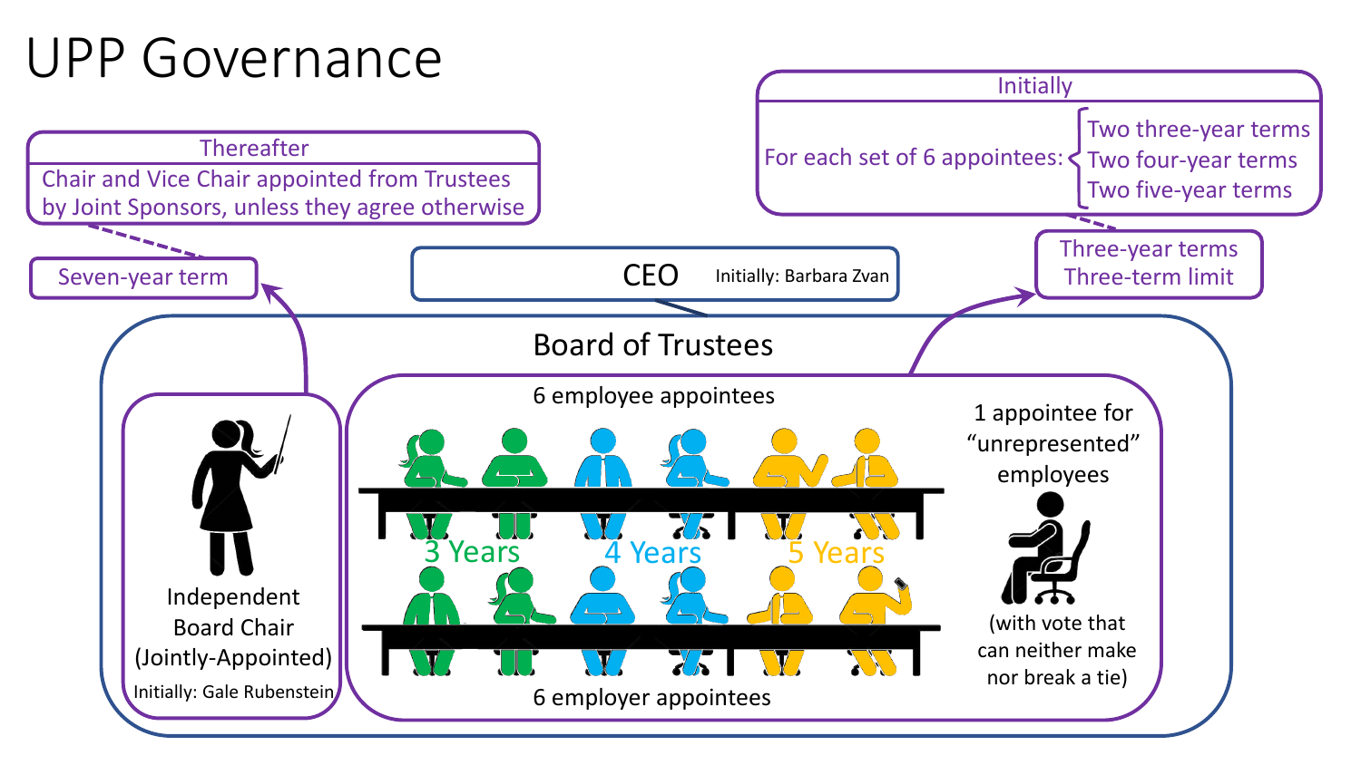# UPP Governance

**Thereafter**

Chair and Vice Chair appointed from Trustees by Joint Sponsors, unless they agree otherwise

Seven-year term

CEO Initially: Barbara Zvan

**Initially**

For each set of 6 appointees:
- Two three-year terms
- Two four-year terms
- Two five-year terms

Three-year terms
Three-term limit

## Board of Trustees

Independent Board Chair (Jointly-Appointed)
Initially: Gale Rubenstein

6 employee appointees

3 Years | 4 Years | 5 Years

6 employer appointees

1 appointee for "unrepresented" employees

(with vote that can neither make nor break a tie)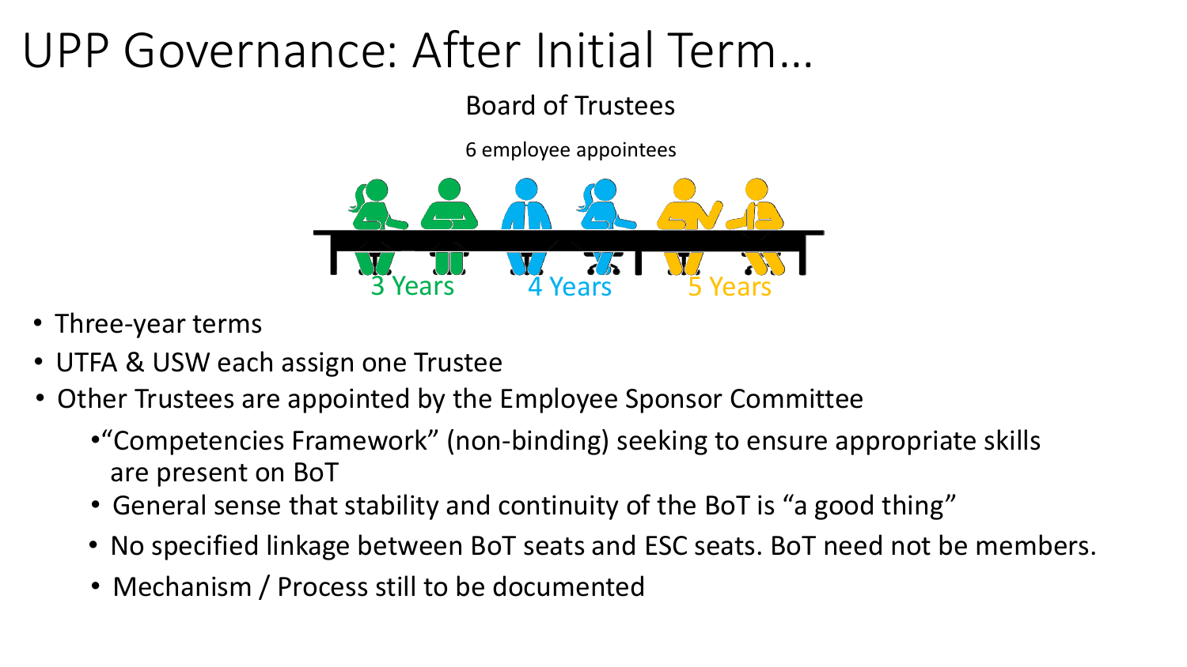# UPP Governance: After Initial Term…

Board of Trustees

6 employee appointees

3 Years 4 Years 5 Years

- Three-year terms
- UTFA & USW each assign one Trustee
- Other Trustees are appointed by the Employee Sponsor Committee
  - "Competencies Framework" (non-binding) seeking to ensure appropriate skills are present on BoT
  - General sense that stability and continuity of the BoT is "a good thing"
  - No specified linkage between BoT seats and ESC seats. BoT need not be members.
  - Mechanism / Process still to be documented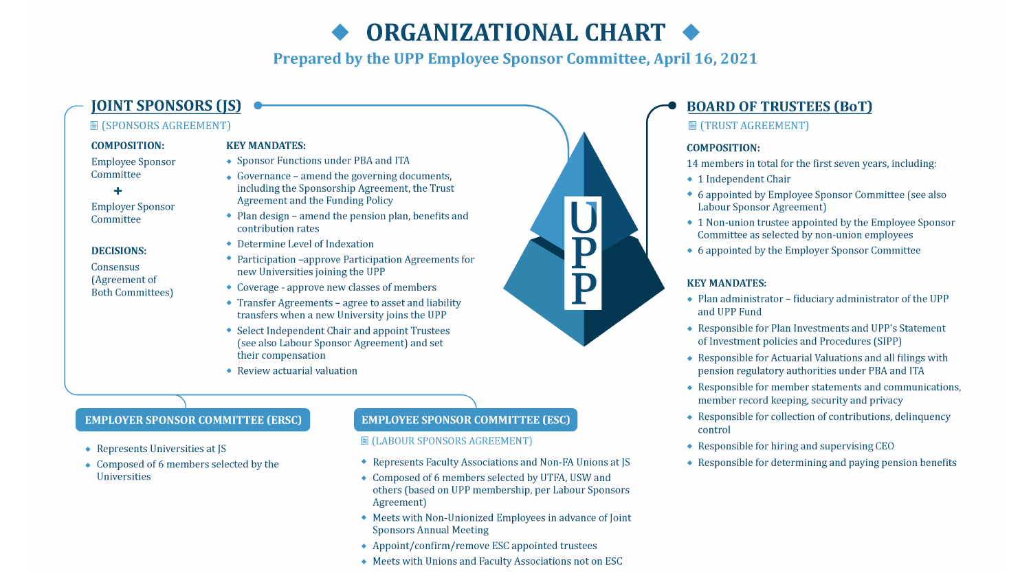# ORGANIZATIONAL CHART

**Prepared by the UPP Employee Sponsor Committee, April 16, 2021**

## JOINT SPONSORS (JS)

(SPONSORS AGREEMENT)

**COMPOSITION:**

Employee Sponsor Committee

\+

Employer Sponsor Committee

**DECISIONS:**

Consensus (Agreement of Both Committees)

**KEY MANDATES:**

- Sponsor Functions under PBA and ITA
- Governance – amend the governing documents, including the Sponsorship Agreement, the Trust Agreement and the Funding Policy
- Plan design – amend the pension plan, benefits and contribution rates
- Determine Level of Indexation
- Participation –approve Participation Agreements for new Universities joining the UPP
- Coverage - approve new classes of members
- Transfer Agreements – agree to asset and liability transfers when a new University joins the UPP
- Select Independent Chair and appoint Trustees (see also Labour Sponsor Agreement) and set their compensation
- Review actuarial valuation

### EMPLOYER SPONSOR COMMITTEE (ERSC)

- Represents Universities at JS
- Composed of 6 members selected by the Universities

### EMPLOYEE SPONSOR COMMITTEE (ESC)

(LABOUR SPONSORS AGREEMENT)

- Represents Faculty Associations and Non-FA Unions at JS
- Composed of 6 members selected by UTFA, USW and others (based on UPP membership, per Labour Sponsors Agreement)
- Meets with Non-Unionized Employees in advance of Joint Sponsors Annual Meeting
- Appoint/confirm/remove ESC appointed trustees
- Meets with Unions and Faculty Associations not on ESC

## BOARD OF TRUSTEES (BoT)

(TRUST AGREEMENT)

**COMPOSITION:**

14 members in total for the first seven years, including:

- 1 Independent Chair
- 6 appointed by Employee Sponsor Committee (see also Labour Sponsor Agreement)
- 1 Non-union trustee appointed by the Employee Sponsor Committee as selected by non-union employees
- 6 appointed by the Employer Sponsor Committee

**KEY MANDATES:**

- Plan administrator – fiduciary administrator of the UPP and UPP Fund
- Responsible for Plan Investments and UPP's Statement of Investment policies and Procedures (SIPP)
- Responsible for Actuarial Valuations and all filings with pension regulatory authorities under PBA and ITA
- Responsible for member statements and communications, member record keeping, security and privacy
- Responsible for collection of contributions, delinquency control
- Responsible for hiring and supervising CEO
- Responsible for determining and paying pension benefits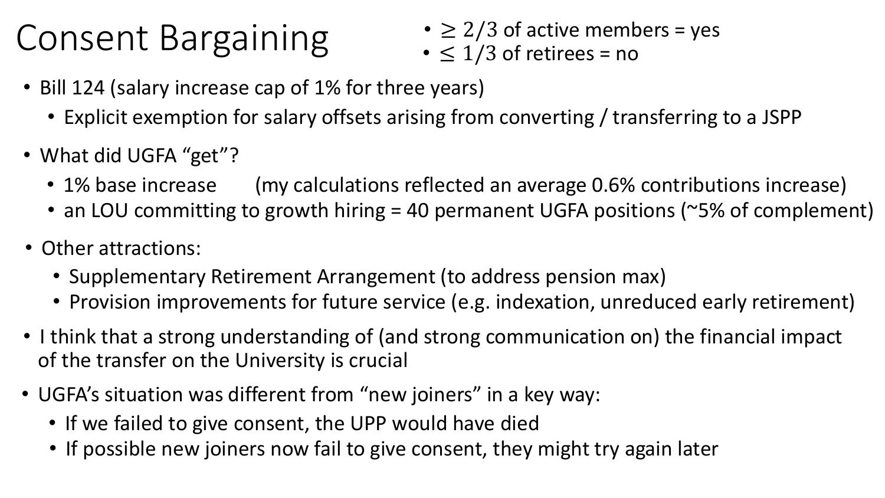# Consent Bargaining

- $\geq 2/3$ of active members = yes
- $\leq 1/3$ of retirees = no

- Bill 124 (salary increase cap of 1% for three years)
  - Explicit exemption for salary offsets arising from converting / transferring to a JSPP
- What did UGFA "get"?
  - 1% base increase (my calculations reflected an average 0.6% contributions increase)
  - an LOU committing to growth hiring = 40 permanent UGFA positions (~5% of complement)
- Other attractions:
  - Supplementary Retirement Arrangement (to address pension max)
  - Provision improvements for future service (e.g. indexation, unreduced early retirement)
- I think that a strong understanding of (and strong communication on) the financial impact of the transfer on the University is crucial
- UGFA's situation was different from "new joiners" in a key way:
  - If we failed to give consent, the UPP would have died
  - If possible new joiners now fail to give consent, they might try again later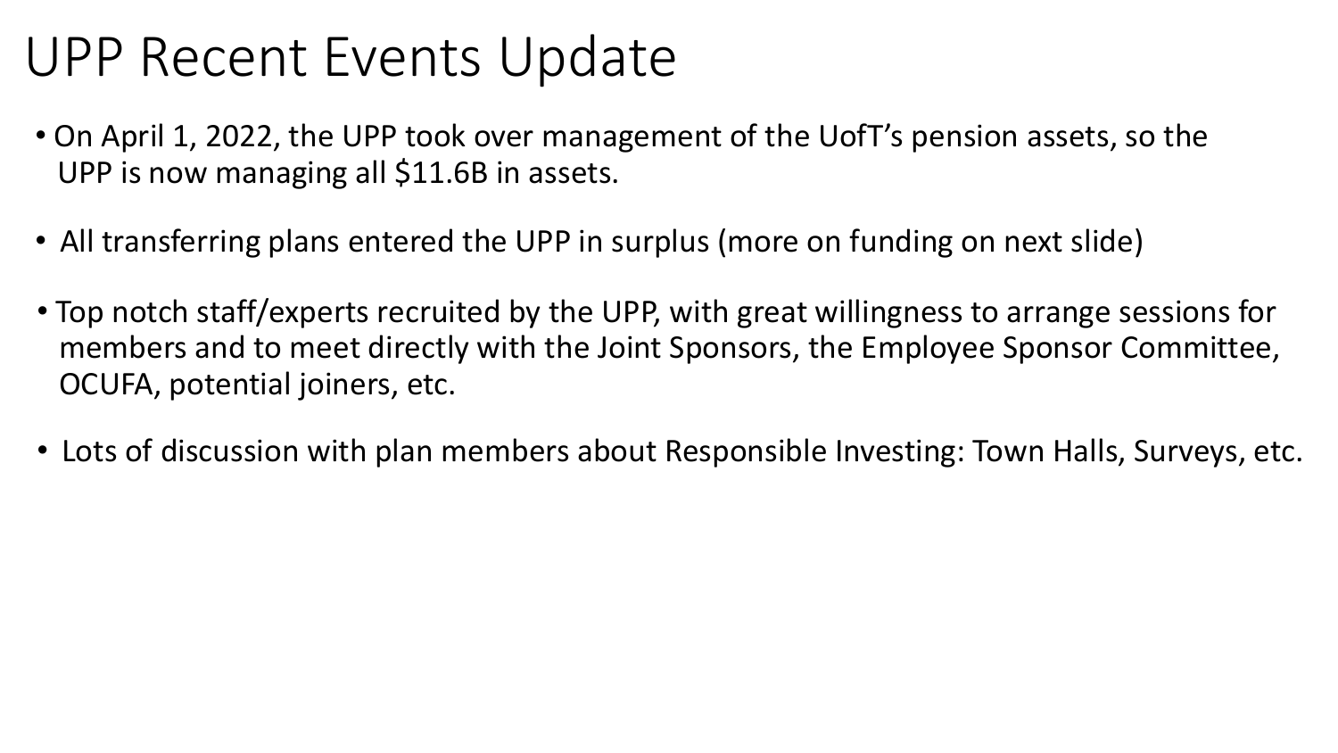# UPP Recent Events Update

- On April 1, 2022, the UPP took over management of the UofT's pension assets, so the UPP is now managing all $11.6B in assets.
- All transferring plans entered the UPP in surplus (more on funding on next slide)
- Top notch staff/experts recruited by the UPP, with great willingness to arrange sessions for members and to meet directly with the Joint Sponsors, the Employee Sponsor Committee, OCUFA, potential joiners, etc.
- Lots of discussion with plan members about Responsible Investing: Town Halls, Surveys, etc.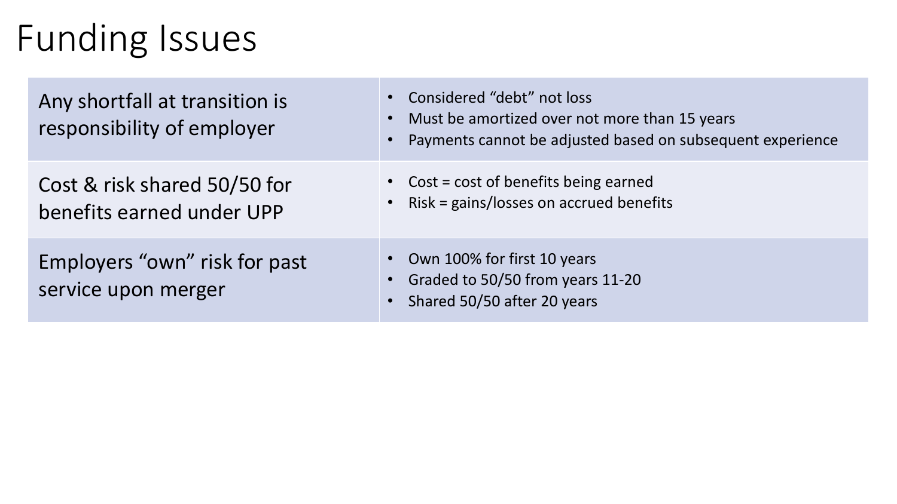# Funding Issues

| | |
|---|---|
| Any shortfall at transition is responsibility of employer | • Considered "debt" not loss<br>• Must be amortized over not more than 15 years<br>• Payments cannot be adjusted based on subsequent experience |
| Cost & risk shared 50/50 for benefits earned under UPP | • Cost = cost of benefits being earned<br>• Risk = gains/losses on accrued benefits |
| Employers "own" risk for past service upon merger | • Own 100% for first 10 years<br>• Graded to 50/50 from years 11-20<br>• Shared 50/50 after 20 years |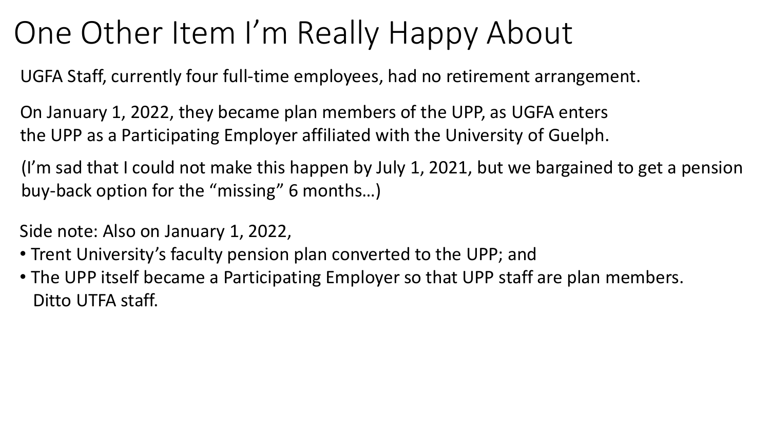# One Other Item I'm Really Happy About

UGFA Staff, currently four full-time employees, had no retirement arrangement.

On January 1, 2022, they became plan members of the UPP, as UGFA enters the UPP as a Participating Employer affiliated with the University of Guelph.

(I'm sad that I could not make this happen by July 1, 2021, but we bargained to get a pension buy-back option for the "missing" 6 months…)

Side note: Also on January 1, 2022,

- Trent University's faculty pension plan converted to the UPP; and
- The UPP itself became a Participating Employer so that UPP staff are plan members. Ditto UTFA staff.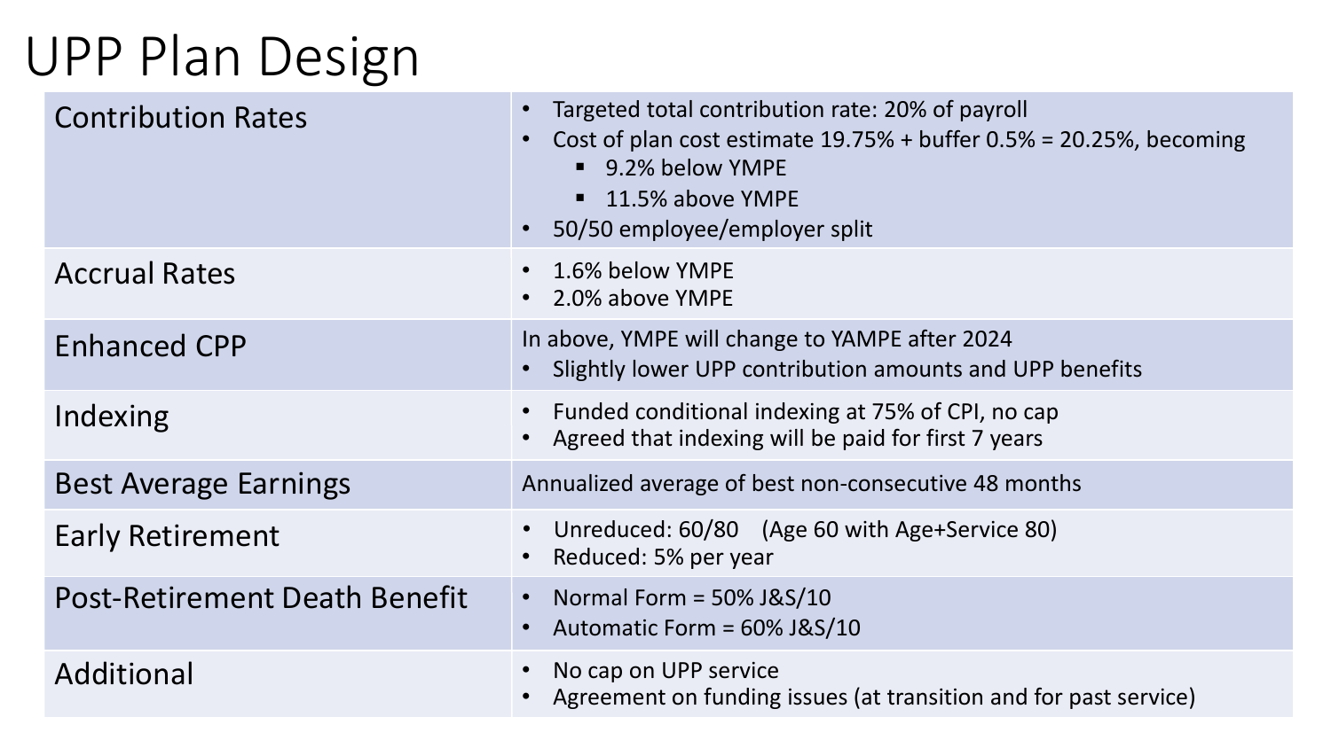# UPP Plan Design

| | |
|---|---|
| Contribution Rates | • Targeted total contribution rate: 20% of payroll<br>• Cost of plan cost estimate 19.75% + buffer 0.5% = 20.25%, becoming<br>&nbsp;&nbsp;&nbsp;&nbsp;▪ 9.2% below YMPE<br>&nbsp;&nbsp;&nbsp;&nbsp;▪ 11.5% above YMPE<br>• 50/50 employee/employer split |
| Accrual Rates | • 1.6% below YMPE<br>• 2.0% above YMPE |
| Enhanced CPP | In above, YMPE will change to YAMPE after 2024<br>• Slightly lower UPP contribution amounts and UPP benefits |
| Indexing | • Funded conditional indexing at 75% of CPI, no cap<br>• Agreed that indexing will be paid for first 7 years |
| Best Average Earnings | Annualized average of best non-consecutive 48 months |
| Early Retirement | • Unreduced: 60/80 (Age 60 with Age+Service 80)<br>• Reduced: 5% per year |
| Post-Retirement Death Benefit | • Normal Form = 50% J&S/10<br>• Automatic Form = 60% J&S/10 |
| Additional | • No cap on UPP service<br>• Agreement on funding issues (at transition and for past service) |